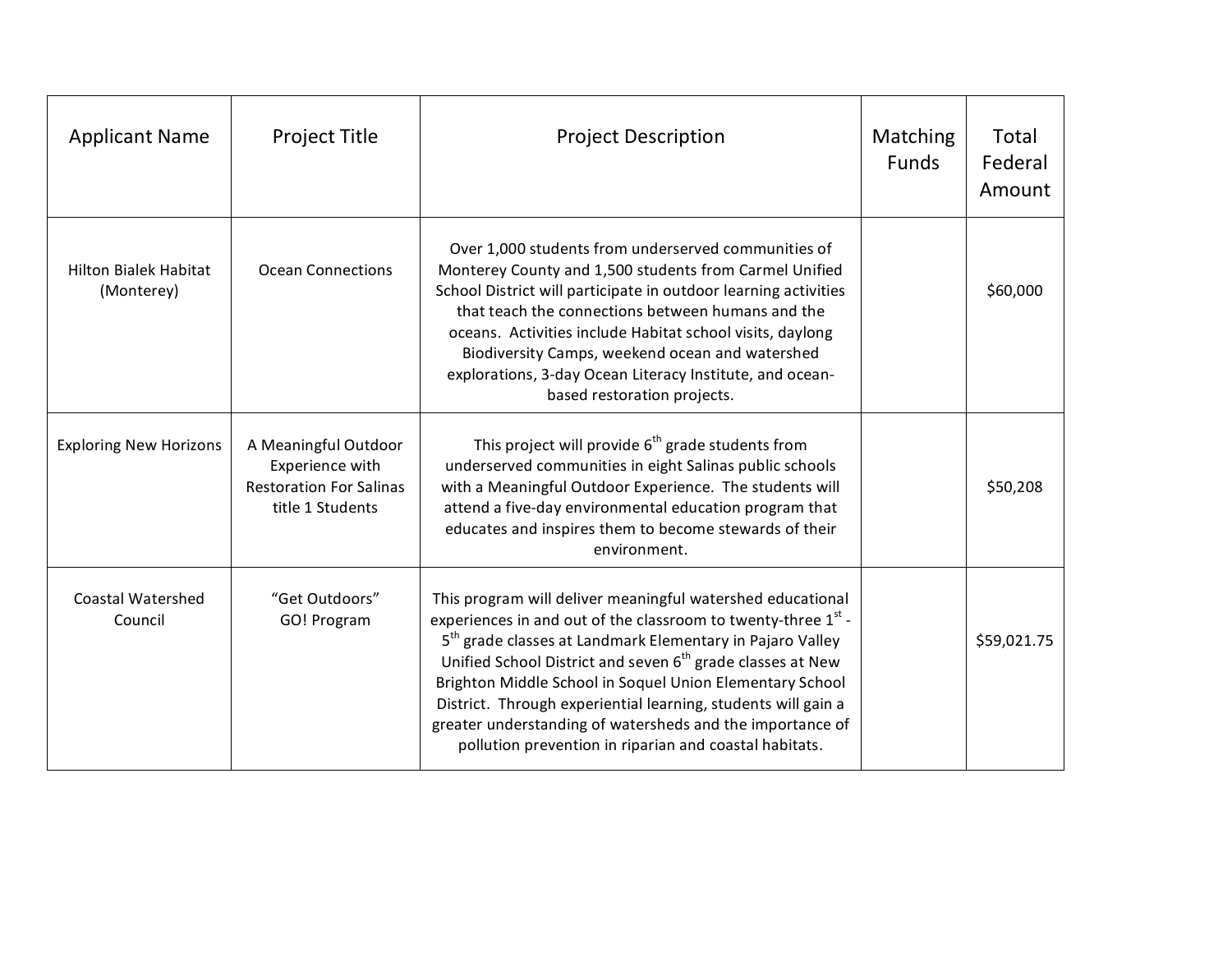| Applicant Name | Project Title | Project Description | Matching Funds | Total Federal Amount |
|---|---|---|---|---|
| Hilton Bialek Habitat (Monterey) | Ocean Connections | Over 1,000 students from underserved communities of Monterey County and 1,500 students from Carmel Unified School District will participate in outdoor learning activities that teach the connections between humans and the oceans. Activities include Habitat school visits, daylong Biodiversity Camps, weekend ocean and watershed explorations, 3-day Ocean Literacy Institute, and ocean-based restoration projects. | | $60,000 |
| Exploring New Horizons | A Meaningful Outdoor Experience with Restoration For Salinas title 1 Students | This project will provide 6th grade students from underserved communities in eight Salinas public schools with a Meaningful Outdoor Experience. The students will attend a five-day environmental education program that educates and inspires them to become stewards of their environment. | | $50,208 |
| Coastal Watershed Council | "Get Outdoors" GO! Program | This program will deliver meaningful watershed educational experiences in and out of the classroom to twenty-three 1st - 5th grade classes at Landmark Elementary in Pajaro Valley Unified School District and seven 6th grade classes at New Brighton Middle School in Soquel Union Elementary School District. Through experiential learning, students will gain a greater understanding of watersheds and the importance of pollution prevention in riparian and coastal habitats. | | $59,021.75 |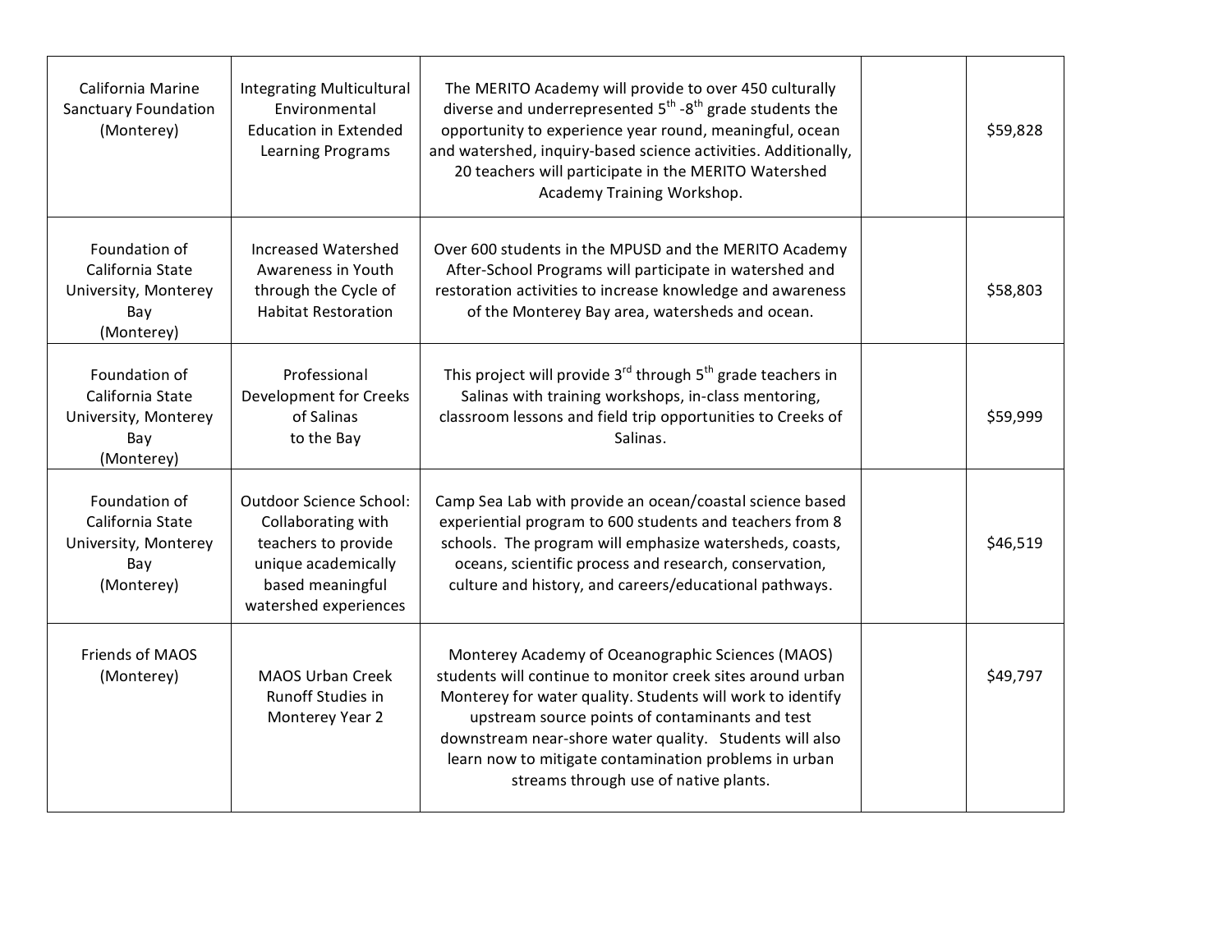| | | | | |
|---|---|---|---|---|
| California Marine Sanctuary Foundation (Monterey) | Integrating Multicultural Environmental Education in Extended Learning Programs | The MERITO Academy will provide to over 450 culturally diverse and underrepresented 5th -8th grade students the opportunity to experience year round, meaningful, ocean and watershed, inquiry-based science activities. Additionally, 20 teachers will participate in the MERITO Watershed Academy Training Workshop. | | $59,828 |
| Foundation of California State University, Monterey Bay (Monterey) | Increased Watershed Awareness in Youth through the Cycle of Habitat Restoration | Over 600 students in the MPUSD and the MERITO Academy After-School Programs will participate in watershed and restoration activities to increase knowledge and awareness of the Monterey Bay area, watersheds and ocean. | | $58,803 |
| Foundation of California State University, Monterey Bay (Monterey) | Professional Development for Creeks of Salinas to the Bay | This project will provide 3rd through 5th grade teachers in Salinas with training workshops, in-class mentoring, classroom lessons and field trip opportunities to Creeks of Salinas. | | $59,999 |
| Foundation of California State University, Monterey Bay (Monterey) | Outdoor Science School: Collaborating with teachers to provide unique academically based meaningful watershed experiences | Camp Sea Lab with provide an ocean/coastal science based experiential program to 600 students and teachers from 8 schools. The program will emphasize watersheds, coasts, oceans, scientific process and research, conservation, culture and history, and careers/educational pathways. | | $46,519 |
| Friends of MAOS (Monterey) | MAOS Urban Creek Runoff Studies in Monterey Year 2 | Monterey Academy of Oceanographic Sciences (MAOS) students will continue to monitor creek sites around urban Monterey for water quality. Students will work to identify upstream source points of contaminants and test downstream near-shore water quality. Students will also learn now to mitigate contamination problems in urban streams through use of native plants. | | $49,797 |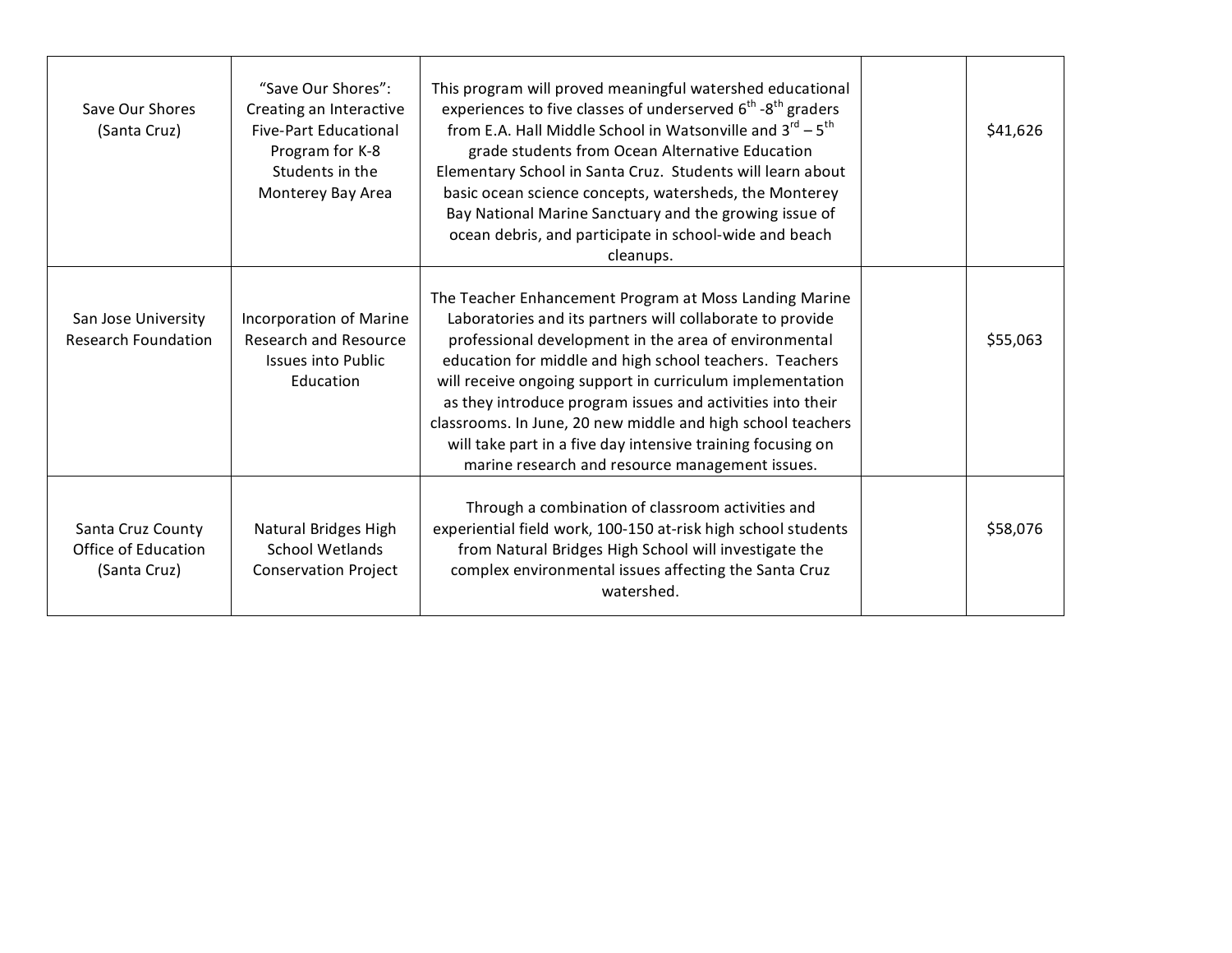| | | | | |
|---|---|---|---|---|
| Save Our Shores (Santa Cruz) | "Save Our Shores": Creating an Interactive Five-Part Educational Program for K-8 Students in the Monterey Bay Area | This program will proved meaningful watershed educational experiences to five classes of underserved 6th -8th graders from E.A. Hall Middle School in Watsonville and 3rd – 5th grade students from Ocean Alternative Education Elementary School in Santa Cruz. Students will learn about basic ocean science concepts, watersheds, the Monterey Bay National Marine Sanctuary and the growing issue of ocean debris, and participate in school-wide and beach cleanups. | | $41,626 |
| San Jose University Research Foundation | Incorporation of Marine Research and Resource Issues into Public Education | The Teacher Enhancement Program at Moss Landing Marine Laboratories and its partners will collaborate to provide professional development in the area of environmental education for middle and high school teachers. Teachers will receive ongoing support in curriculum implementation as they introduce program issues and activities into their classrooms. In June, 20 new middle and high school teachers will take part in a five day intensive training focusing on marine research and resource management issues. | | $55,063 |
| Santa Cruz County Office of Education (Santa Cruz) | Natural Bridges High School Wetlands Conservation Project | Through a combination of classroom activities and experiential field work, 100-150 at-risk high school students from Natural Bridges High School will investigate the complex environmental issues affecting the Santa Cruz watershed. | | $58,076 |